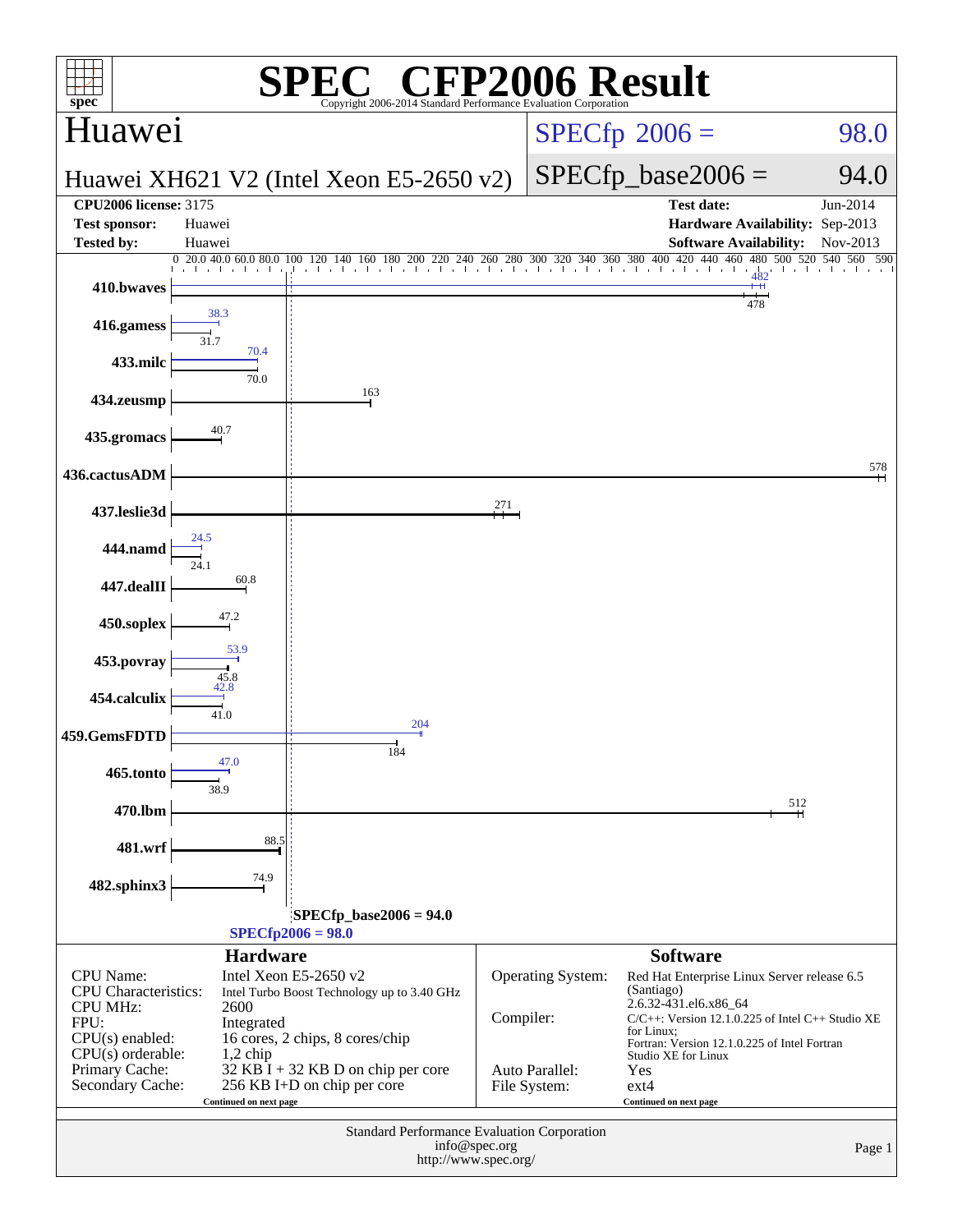# SPEC CFP2006 Result

Copyright 2006-2014 Standard Performance Evaluation Corporation

## Huawei

**Huawei XH621 V2 (Intel Xeon E5-2650 v2)**

SPECfp 2006 = 98.0

SPECfp_base2006 = 94.0

| | | | |
|---|---|---|---|
| **CPU2006 license:** 3175 | | **Test date:** | Jun-2014 |
| **Test sponsor:** | Huawei | **Hardware Availability:** | Sep-2013 |
| **Tested by:** | Huawei | **Software Availability:** | Nov-2013 |

| Benchmark | Base | Peak |
|---|---|---|
| 410.bwaves | 478 | 482 |
| 416.gamess | 31.7 | 38.3 |
| 433.milc | 70.0 | 70.4 |
| 434.zeusmp | 163 | |
| 435.gromacs | 40.7 | |
| 436.cactusADM | 578 | |
| 437.leslie3d | 271 | |
| 444.namd | 24.1 | 24.5 |
| 447.dealII | 60.8 | |
| 450.soplex | 47.2 | |
| 453.povray | 45.8 | 53.9 |
| 454.calculix | 41.0 | 42.8 |
| 459.GemsFDTD | 184 | 204 |
| 465.tonto | 38.9 | 47.0 |
| 470.lbm | 512 | |
| 481.wrf | 88.5 | |
| 482.sphinx3 | 74.9 | |

SPECfp_base2006 = 94.0

SPECfp2006 = 98.0

## Hardware

| | |
|---|---|
| CPU Name: | Intel Xeon E5-2650 v2 |
| CPU Characteristics: | Intel Turbo Boost Technology up to 3.40 GHz |
| CPU MHz: | 2600 |
| FPU: | Integrated |
| CPU(s) enabled: | 16 cores, 2 chips, 8 cores/chip |
| CPU(s) orderable: | 1,2 chip |
| Primary Cache: | 32 KB I + 32 KB D on chip per core |
| Secondary Cache: | 256 KB I+D on chip per core |

Continued on next page

## Software

| | |
|---|---|
| Operating System: | Red Hat Enterprise Linux Server release 6.5 (Santiago) 2.6.32-431.el6.x86_64 |
| Compiler: | C/C++: Version 12.1.0.225 of Intel C++ Studio XE for Linux; Fortran: Version 12.1.0.225 of Intel Fortran Studio XE for Linux |
| Auto Parallel: | Yes |
| File System: | ext4 |

Continued on next page

Standard Performance Evaluation Corporation
info@spec.org
http://www.spec.org/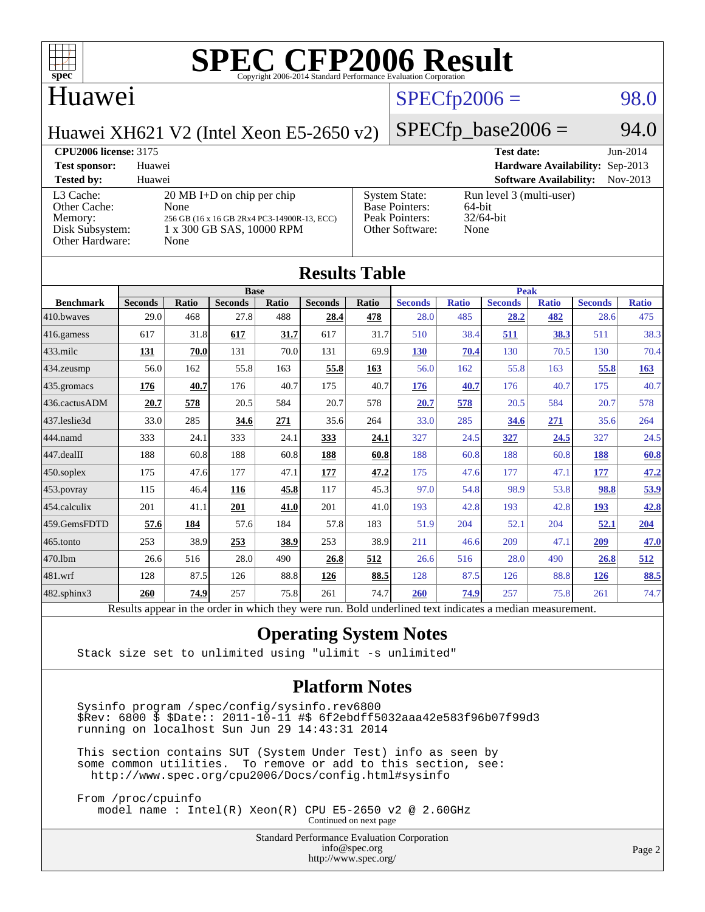# SPEC CFP2006 Result

Copyright 2006-2014 Standard Performance Evaluation Corporation

## Huawei

Huawei XH621 V2 (Intel Xeon E5-2650 v2)

SPECfp2006 = 98.0

SPECfp_base2006 = 94.0

| | | | |
|---|---|---|---|
| **CPU2006 license:** 3175 | | **Test date:** | Jun-2014 |
| **Test sponsor:** | Huawei | **Hardware Availability:** | Sep-2013 |
| **Tested by:** | Huawei | **Software Availability:** | Nov-2013 |

| | | | |
|---|---|---|---|
| L3 Cache: | 20 MB I+D on chip per chip | System State: | Run level 3 (multi-user) |
| Other Cache: | None | Base Pointers: | 64-bit |
| Memory: | 256 GB (16 x 16 GB 2Rx4 PC3-14900R-13, ECC) | Peak Pointers: | 32/64-bit |
| Disk Subsystem: | 1 x 300 GB SAS, 10000 RPM | Other Software: | None |
| Other Hardware: | None | | |

## Results Table

| | Base | | | | | | Peak | | | | | |
|---|---|---|---|---|---|---|---|---|---|---|---|---|
| **Benchmark** | **Seconds** | **Ratio** | **Seconds** | **Ratio** | **Seconds** | **Ratio** | **Seconds** | **Ratio** | **Seconds** | **Ratio** | **Seconds** | **Ratio** |
| 410.bwaves | 29.0 | 468 | 27.8 | 488 | **28.4** | **478** | 28.0 | 485 | **28.2** | **482** | 28.6 | 475 |
| 416.gamess | 617 | 31.8 | **617** | **31.7** | 617 | 31.7 | 510 | 38.4 | **511** | **38.3** | 511 | 38.3 |
| 433.milc | **131** | **70.0** | 131 | 70.0 | 131 | 69.9 | **130** | **70.4** | 130 | 70.5 | 130 | 70.4 |
| 434.zeusmp | 56.0 | 162 | 55.8 | 163 | **55.8** | **163** | 56.0 | 162 | 55.8 | 163 | **55.8** | **163** |
| 435.gromacs | **176** | **40.7** | 176 | 40.7 | 175 | 40.7 | **176** | **40.7** | 176 | 40.7 | 175 | 40.7 |
| 436.cactusADM | **20.7** | **578** | 20.5 | 584 | 20.7 | 578 | **20.7** | **578** | 20.5 | 584 | 20.7 | 578 |
| 437.leslie3d | 33.0 | 285 | **34.6** | **271** | 35.6 | 264 | 33.0 | 285 | **34.6** | **271** | 35.6 | 264 |
| 444.namd | 333 | 24.1 | 333 | 24.1 | **333** | **24.1** | 327 | 24.5 | **327** | **24.5** | 327 | 24.5 |
| 447.dealII | 188 | 60.8 | 188 | 60.8 | **188** | **60.8** | 188 | 60.8 | 188 | 60.8 | **188** | **60.8** |
| 450.soplex | 175 | 47.6 | 177 | 47.1 | **177** | **47.2** | 175 | 47.6 | 177 | 47.1 | **177** | **47.2** |
| 453.povray | 115 | 46.4 | **116** | **45.8** | 117 | 45.3 | 97.0 | 54.8 | 98.9 | 53.8 | **98.8** | **53.9** |
| 454.calculix | 201 | 41.1 | **201** | **41.0** | 201 | 41.0 | 193 | 42.8 | 193 | 42.8 | **193** | **42.8** |
| 459.GemsFDTD | **57.6** | **184** | 57.6 | 184 | 57.8 | 183 | 51.9 | 204 | 52.1 | 204 | **52.1** | **204** |
| 465.tonto | 253 | 38.9 | **253** | **38.9** | 253 | 38.9 | 211 | 46.6 | 209 | 47.1 | **209** | **47.0** |
| 470.lbm | 26.6 | 516 | 28.0 | 490 | **26.8** | **512** | 26.6 | 516 | 28.0 | 490 | **26.8** | **512** |
| 481.wrf | 128 | 87.5 | 126 | 88.8 | **126** | **88.5** | 128 | 87.5 | 126 | 88.8 | **126** | **88.5** |
| 482.sphinx3 | **260** | **74.9** | 257 | 75.8 | 261 | 74.7 | **260** | **74.9** | 257 | 75.8 | 261 | 74.7 |

Results appear in the order in which they were run. Bold underlined text indicates a median measurement.

## Operating System Notes

```
Stack size set to unlimited using "ulimit -s unlimited"
```

## Platform Notes

```
Sysinfo program /spec/config/sysinfo.rev6800
$Rev: 6800 $ $Date:: 2011-10-11 #$ 6f2ebdff5032aaa42e583f96b07f99d3
running on localhost Sun Jun 29 14:43:31 2014

This section contains SUT (System Under Test) info as seen by
some common utilities.  To remove or add to this section, see:
  http://www.spec.org/cpu2006/Docs/config.html#sysinfo

From /proc/cpuinfo
   model name : Intel(R) Xeon(R) CPU E5-2650 v2 @ 2.60GHz
```

Continued on next page

Standard Performance Evaluation Corporation
info@spec.org
http://www.spec.org/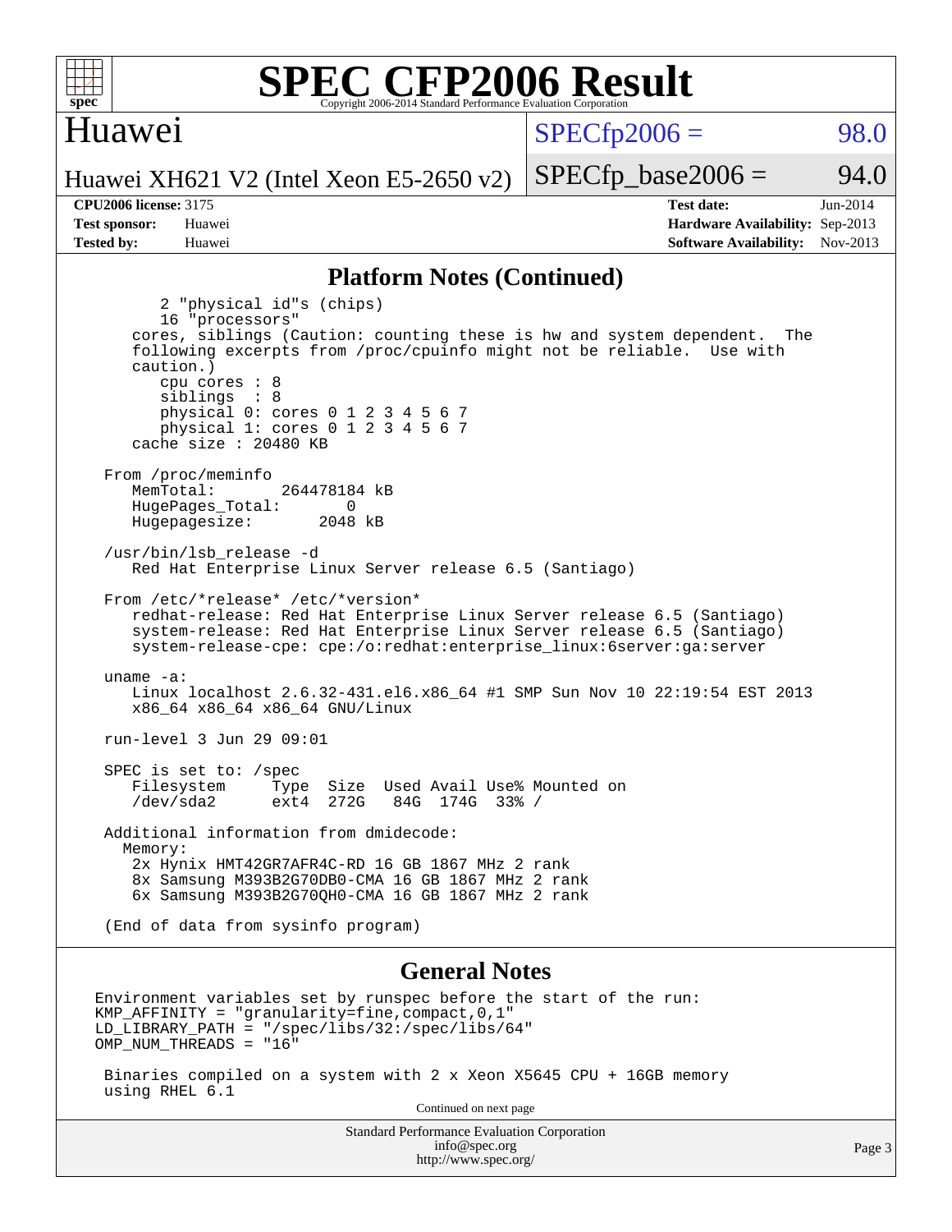# SPEC CFP2006 Result

Copyright 2006-2014 Standard Performance Evaluation Corporation

## Huawei

Huawei XH621 V2 (Intel Xeon E5-2650 v2)

SPECfp2006 = 98.0

SPECfp_base2006 = 94.0

**CPU2006 license:** 3175
**Test sponsor:** Huawei
**Tested by:** Huawei

**Test date:** Jun-2014
**Hardware Availability:** Sep-2013
**Software Availability:** Nov-2013

## Platform Notes (Continued)

```
        2 "physical id"s (chips)
        16 "processors"
    cores, siblings (Caution: counting these is hw and system dependent.  The
    following excerpts from /proc/cpuinfo might not be reliable.  Use with
    caution.)
        cpu cores : 8
        siblings  : 8
        physical 0: cores 0 1 2 3 4 5 6 7
        physical 1: cores 0 1 2 3 4 5 6 7
    cache size : 20480 KB

 From /proc/meminfo
    MemTotal:       264478184 kB
    HugePages_Total:       0
    Hugepagesize:       2048 kB

 /usr/bin/lsb_release -d
    Red Hat Enterprise Linux Server release 6.5 (Santiago)

 From /etc/*release* /etc/*version*
    redhat-release: Red Hat Enterprise Linux Server release 6.5 (Santiago)
    system-release: Red Hat Enterprise Linux Server release 6.5 (Santiago)
    system-release-cpe: cpe:/o:redhat:enterprise_linux:6server:ga:server

 uname -a:
    Linux localhost 2.6.32-431.el6.x86_64 #1 SMP Sun Nov 10 22:19:54 EST 2013
    x86_64 x86_64 x86_64 GNU/Linux

 run-level 3 Jun 29 09:01

 SPEC is set to: /spec
    Filesystem     Type  Size  Used Avail Use% Mounted on
    /dev/sda2      ext4  272G   84G  174G  33% /

 Additional information from dmidecode:
   Memory:
    2x Hynix HMT42GR7AFR4C-RD 16 GB 1867 MHz 2 rank
    8x Samsung M393B2G70DB0-CMA 16 GB 1867 MHz 2 rank
    6x Samsung M393B2G70QH0-CMA 16 GB 1867 MHz 2 rank

 (End of data from sysinfo program)
```

## General Notes

```
Environment variables set by runspec before the start of the run:
KMP_AFFINITY = "granularity=fine,compact,0,1"
LD_LIBRARY_PATH = "/spec/libs/32:/spec/libs/64"
OMP_NUM_THREADS = "16"

 Binaries compiled on a system with 2 x Xeon X5645 CPU + 16GB memory
 using RHEL 6.1
```

Continued on next page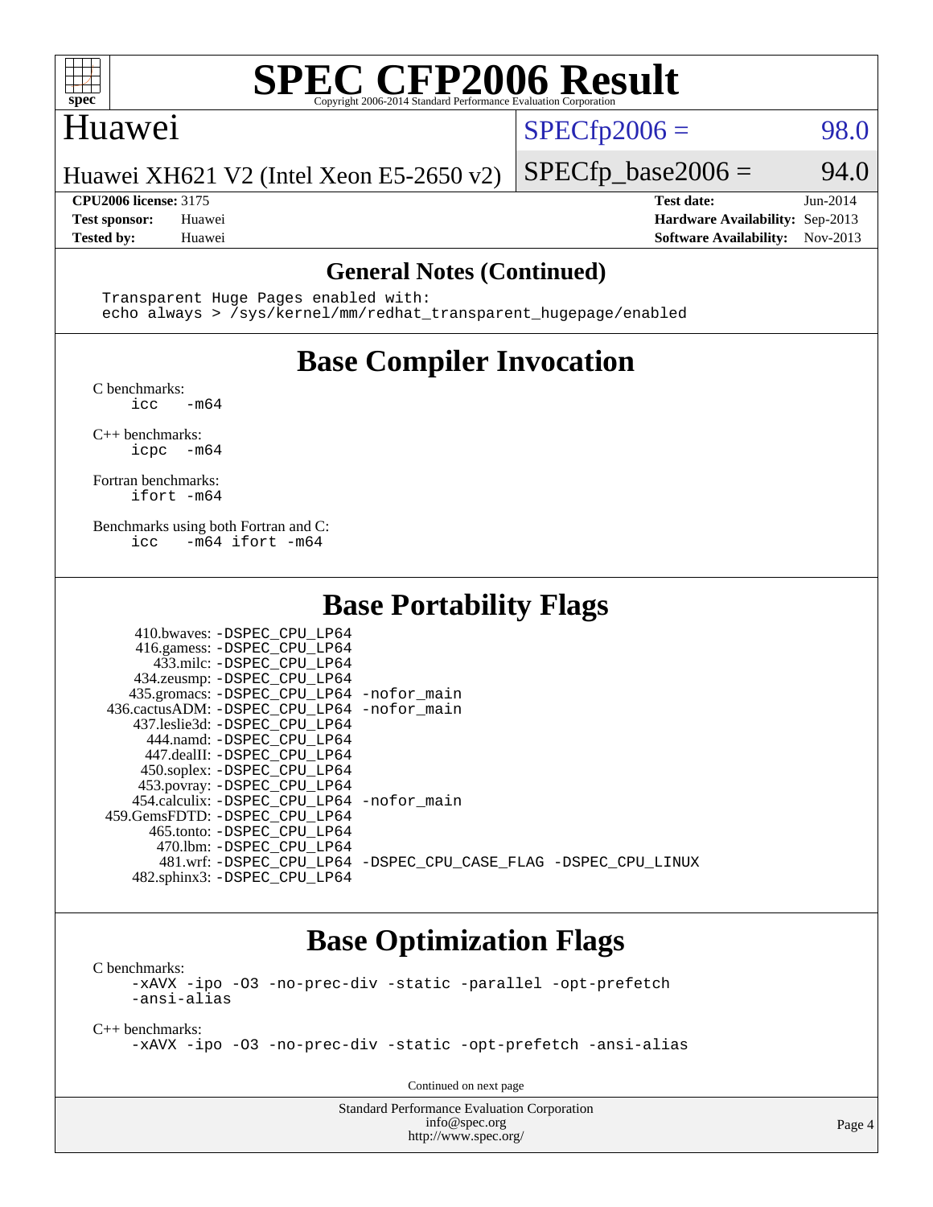## General Notes (Continued)

```
Transparent Huge Pages enabled with:
echo always > /sys/kernel/mm/redhat_transparent_hugepage/enabled
```

## Base Compiler Invocation

C benchmarks:
```
icc   -m64
```

C++ benchmarks:
```
icpc  -m64
```

Fortran benchmarks:
```
ifort -m64
```

Benchmarks using both Fortran and C:
```
icc   -m64 ifort -m64
```

## Base Portability Flags

| Benchmark | Flags |
|---|---|
| 410.bwaves: | -DSPEC_CPU_LP64 |
| 416.gamess: | -DSPEC_CPU_LP64 |
| 433.milc: | -DSPEC_CPU_LP64 |
| 434.zeusmp: | -DSPEC_CPU_LP64 |
| 435.gromacs: | -DSPEC_CPU_LP64 -nofor_main |
| 436.cactusADM: | -DSPEC_CPU_LP64 -nofor_main |
| 437.leslie3d: | -DSPEC_CPU_LP64 |
| 444.namd: | -DSPEC_CPU_LP64 |
| 447.dealII: | -DSPEC_CPU_LP64 |
| 450.soplex: | -DSPEC_CPU_LP64 |
| 453.povray: | -DSPEC_CPU_LP64 |
| 454.calculix: | -DSPEC_CPU_LP64 -nofor_main |
| 459.GemsFDTD: | -DSPEC_CPU_LP64 |
| 465.tonto: | -DSPEC_CPU_LP64 |
| 470.lbm: | -DSPEC_CPU_LP64 |
| 481.wrf: | -DSPEC_CPU_LP64 -DSPEC_CPU_CASE_FLAG -DSPEC_CPU_LINUX |
| 482.sphinx3: | -DSPEC_CPU_LP64 |

## Base Optimization Flags

C benchmarks:
```
-xAVX -ipo -O3 -no-prec-div -static -parallel -opt-prefetch
-ansi-alias
```

C++ benchmarks:
```
-xAVX -ipo -O3 -no-prec-div -static -opt-prefetch -ansi-alias
```

Continued on next page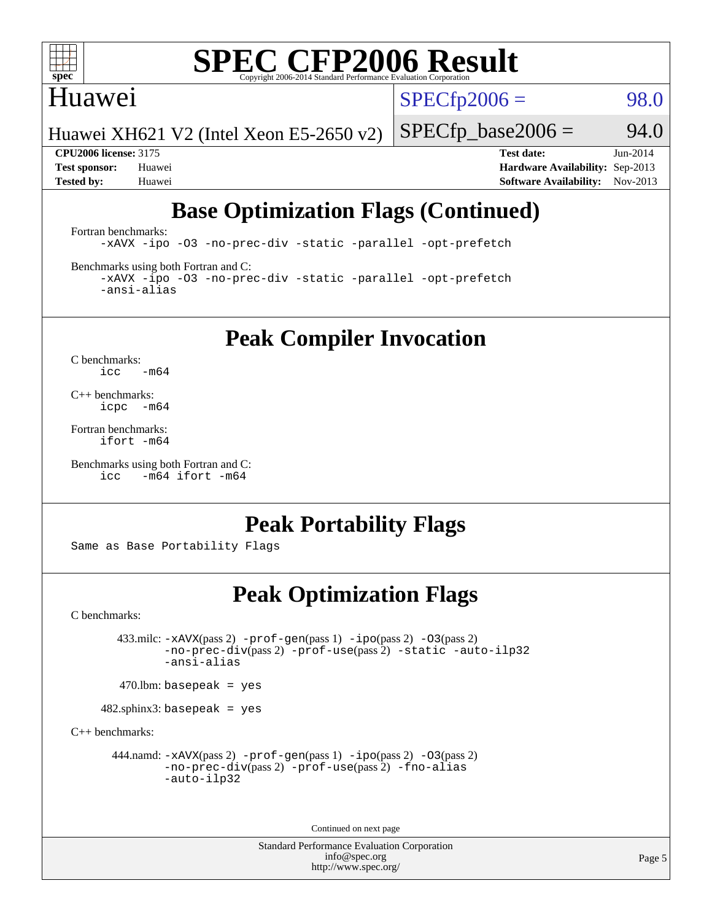## Base Optimization Flags (Continued)

Fortran benchmarks:

```
-xAVX -ipo -O3 -no-prec-div -static -parallel -opt-prefetch
```

Benchmarks using both Fortran and C:

```
-xAVX -ipo -O3 -no-prec-div -static -parallel -opt-prefetch
-ansi-alias
```

## Peak Compiler Invocation

C benchmarks:

```
icc   -m64
```

C++ benchmarks:

```
icpc  -m64
```

Fortran benchmarks:

```
ifort -m64
```

Benchmarks using both Fortran and C:

```
icc   -m64 ifort -m64
```

## Peak Portability Flags

Same as Base Portability Flags

## Peak Optimization Flags

C benchmarks:

433.milc: -xAVX(pass 2) -prof-gen(pass 1) -ipo(pass 2) -O3(pass 2) -no-prec-div(pass 2) -prof-use(pass 2) -static -auto-ilp32 -ansi-alias

470.lbm: basepeak = yes

482.sphinx3: basepeak = yes

C++ benchmarks:

444.namd: -xAVX(pass 2) -prof-gen(pass 1) -ipo(pass 2) -O3(pass 2) -no-prec-div(pass 2) -prof-use(pass 2) -fno-alias -auto-ilp32

Continued on next page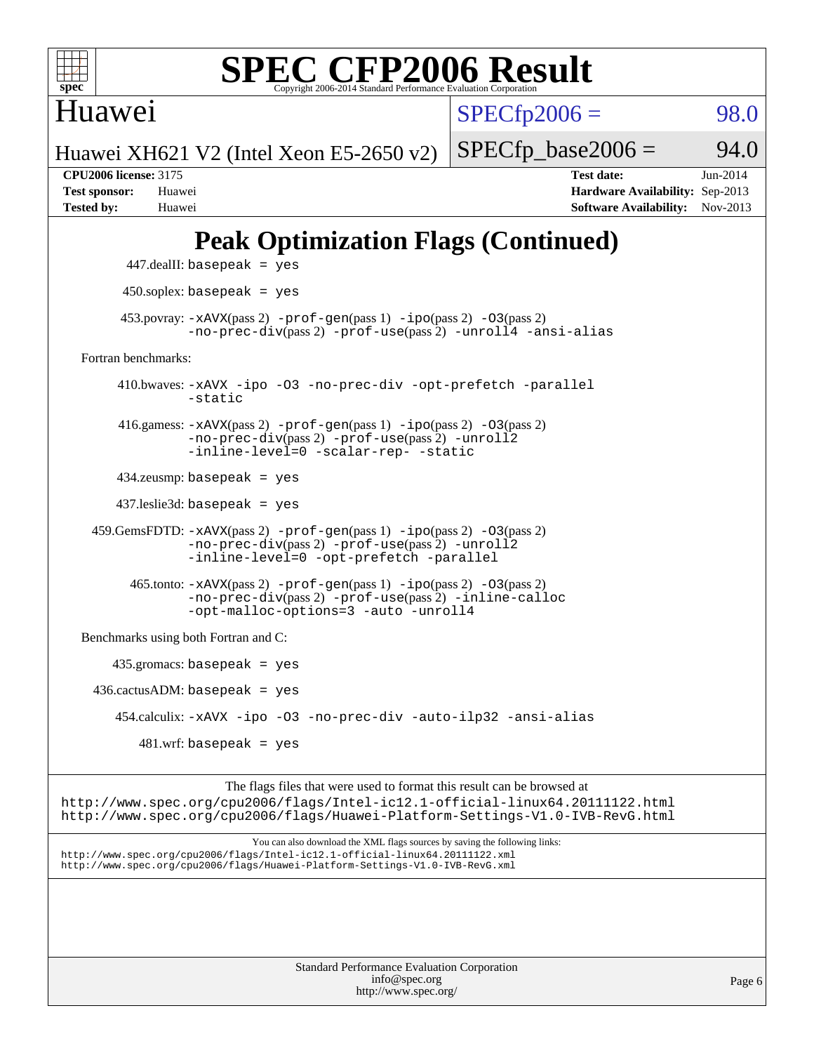# SPEC CFP2006 Result

Copyright 2006-2014 Standard Performance Evaluation Corporation

Huawei

Huawei XH621 V2 (Intel Xeon E5-2650 v2)

SPECfp2006 = 98.0

SPECfp_base2006 = 94.0

**CPU2006 license:** 3175
**Test sponsor:** Huawei
**Tested by:** Huawei

**Test date:** Jun-2014
**Hardware Availability:** Sep-2013
**Software Availability:** Nov-2013

## Peak Optimization Flags (Continued)

447.dealII: basepeak = yes

450.soplex: basepeak = yes

453.povray: -xAVX(pass 2) -prof-gen(pass 1) -ipo(pass 2) -O3(pass 2) -no-prec-div(pass 2) -prof-use(pass 2) -unroll4 -ansi-alias

Fortran benchmarks:

410.bwaves: -xAVX -ipo -O3 -no-prec-div -opt-prefetch -parallel -static

416.gamess: -xAVX(pass 2) -prof-gen(pass 1) -ipo(pass 2) -O3(pass 2) -no-prec-div(pass 2) -prof-use(pass 2) -unroll2 -inline-level=0 -scalar-rep- -static

434.zeusmp: basepeak = yes

437.leslie3d: basepeak = yes

459.GemsFDTD: -xAVX(pass 2) -prof-gen(pass 1) -ipo(pass 2) -O3(pass 2) -no-prec-div(pass 2) -prof-use(pass 2) -unroll2 -inline-level=0 -opt-prefetch -parallel

465.tonto: -xAVX(pass 2) -prof-gen(pass 1) -ipo(pass 2) -O3(pass 2) -no-prec-div(pass 2) -prof-use(pass 2) -inline-calloc -opt-malloc-options=3 -auto -unroll4

Benchmarks using both Fortran and C:

435.gromacs: basepeak = yes

436.cactusADM: basepeak = yes

454.calculix: -xAVX -ipo -O3 -no-prec-div -auto-ilp32 -ansi-alias

481.wrf: basepeak = yes

The flags files that were used to format this result can be browsed at
http://www.spec.org/cpu2006/flags/Intel-ic12.1-official-linux64.20111122.html
http://www.spec.org/cpu2006/flags/Huawei-Platform-Settings-V1.0-IVB-RevG.html

You can also download the XML flags sources by saving the following links:
http://www.spec.org/cpu2006/flags/Intel-ic12.1-official-linux64.20111122.xml
http://www.spec.org/cpu2006/flags/Huawei-Platform-Settings-V1.0-IVB-RevG.xml

Standard Performance Evaluation Corporation
info@spec.org
http://www.spec.org/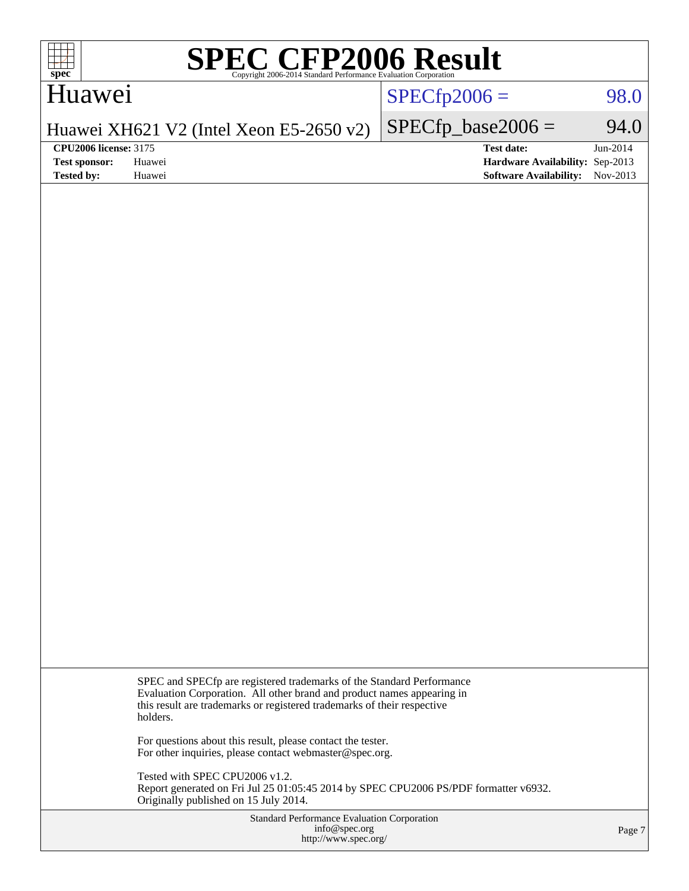SPEC and SPECfp are registered trademarks of the Standard Performance Evaluation Corporation. All other brand and product names appearing in this result are trademarks or registered trademarks of their respective holders.

For questions about this result, please contact the tester. For other inquiries, please contact webmaster@spec.org.

Tested with SPEC CPU2006 v1.2.
Report generated on Fri Jul 25 01:05:45 2014 by SPEC CPU2006 PS/PDF formatter v6932.
Originally published on 15 July 2014.